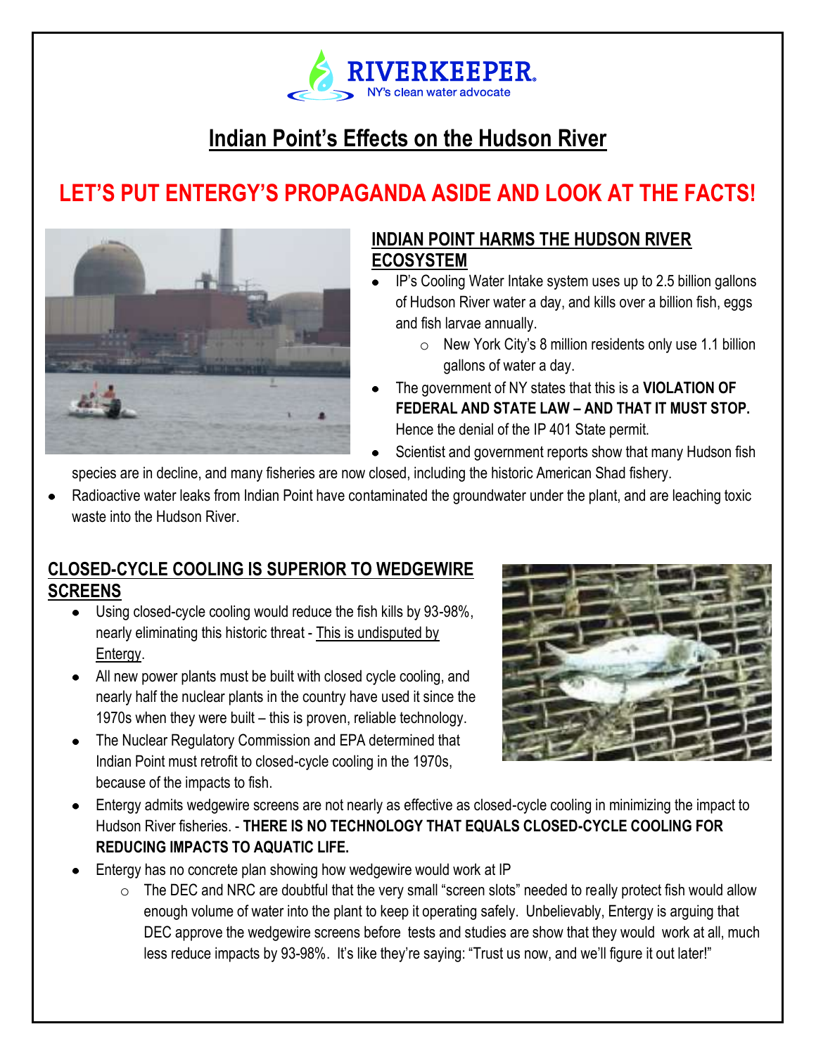RIVERKEEPER®
NY's clean water advocate

# Indian Point's Effects on the Hudson River

## LET'S PUT ENTERGY'S PROPAGANDA ASIDE AND LOOK AT THE FACTS!

### INDIAN POINT HARMS THE HUDSON RIVER ECOSYSTEM

- IP's Cooling Water Intake system uses up to 2.5 billion gallons of Hudson River water a day, and kills over a billion fish, eggs and fish larvae annually.
  - New York City's 8 million residents only use 1.1 billion gallons of water a day.
- The government of NY states that this is a **VIOLATION OF FEDERAL AND STATE LAW – AND THAT IT MUST STOP.** Hence the denial of the IP 401 State permit.
- Scientist and government reports show that many Hudson fish species are in decline, and many fisheries are now closed, including the historic American Shad fishery.
- Radioactive water leaks from Indian Point have contaminated the groundwater under the plant, and are leaching toxic waste into the Hudson River.

### CLOSED-CYCLE COOLING IS SUPERIOR TO WEDGEWIRE SCREENS

- Using closed-cycle cooling would reduce the fish kills by 93-98%, nearly eliminating this historic threat - <u>This is undisputed by Entergy</u>.
- All new power plants must be built with closed cycle cooling, and nearly half the nuclear plants in the country have used it since the 1970s when they were built – this is proven, reliable technology.
- The Nuclear Regulatory Commission and EPA determined that Indian Point must retrofit to closed-cycle cooling in the 1970s, because of the impacts to fish.
- Entergy admits wedgewire screens are not nearly as effective as closed-cycle cooling in minimizing the impact to Hudson River fisheries. - **THERE IS NO TECHNOLOGY THAT EQUALS CLOSED-CYCLE COOLING FOR REDUCING IMPACTS TO AQUATIC LIFE.**
- Entergy has no concrete plan showing how wedgewire would work at IP
  - The DEC and NRC are doubtful that the very small "screen slots" needed to really protect fish would allow enough volume of water into the plant to keep it operating safely. Unbelievably, Entergy is arguing that DEC approve the wedgewire screens before tests and studies are show that they would work at all, much less reduce impacts by 93-98%. It's like they're saying: "Trust us now, and we'll figure it out later!"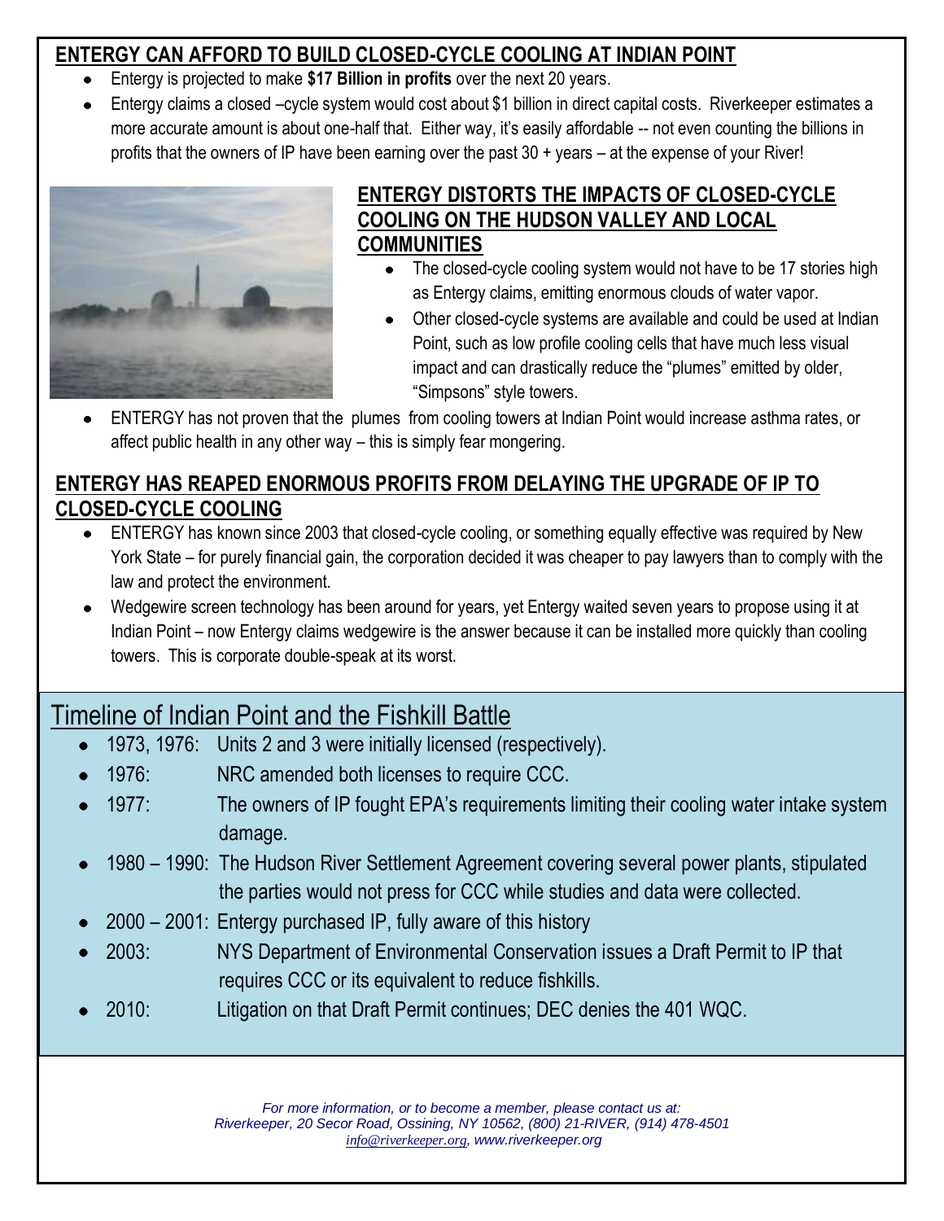## ENTERGY CAN AFFORD TO BUILD CLOSED-CYCLE COOLING AT INDIAN POINT

- Entergy is projected to make **$17 Billion in profits** over the next 20 years.
- Entergy claims a closed –cycle system would cost about $1 billion in direct capital costs. Riverkeeper estimates a more accurate amount is about one-half that. Either way, it's easily affordable -- not even counting the billions in profits that the owners of IP have been earning over the past 30 + years – at the expense of your River!

## ENTERGY DISTORTS THE IMPACTS OF CLOSED-CYCLE COOLING ON THE HUDSON VALLEY AND LOCAL COMMUNITIES

- The closed-cycle cooling system would not have to be 17 stories high as Entergy claims, emitting enormous clouds of water vapor.
- Other closed-cycle systems are available and could be used at Indian Point, such as low profile cooling cells that have much less visual impact and can drastically reduce the "plumes" emitted by older, "Simpsons" style towers.
- ENTERGY has not proven that the plumes from cooling towers at Indian Point would increase asthma rates, or affect public health in any other way – this is simply fear mongering.

## ENTERGY HAS REAPED ENORMOUS PROFITS FROM DELAYING THE UPGRADE OF IP TO CLOSED-CYCLE COOLING

- ENTERGY has known since 2003 that closed-cycle cooling, or something equally effective was required by New York State – for purely financial gain, the corporation decided it was cheaper to pay lawyers than to comply with the law and protect the environment.
- Wedgewire screen technology has been around for years, yet Entergy waited seven years to propose using it at Indian Point – now Entergy claims wedgewire is the answer because it can be installed more quickly than cooling towers. This is corporate double-speak at its worst.

## Timeline of Indian Point and the Fishkill Battle

- 1973, 1976: Units 2 and 3 were initially licensed (respectively).
- 1976: NRC amended both licenses to require CCC.
- 1977: The owners of IP fought EPA's requirements limiting their cooling water intake system damage.
- 1980 – 1990: The Hudson River Settlement Agreement covering several power plants, stipulated the parties would not press for CCC while studies and data were collected.
- 2000 – 2001: Entergy purchased IP, fully aware of this history
- 2003: NYS Department of Environmental Conservation issues a Draft Permit to IP that requires CCC or its equivalent to reduce fishkills.
- 2010: Litigation on that Draft Permit continues; DEC denies the 401 WQC.

*For more information, or to become a member, please contact us at:*
*Riverkeeper, 20 Secor Road, Ossining, NY 10562, (800) 21-RIVER, (914) 478-4501*
*info@riverkeeper.org, www.riverkeeper.org*